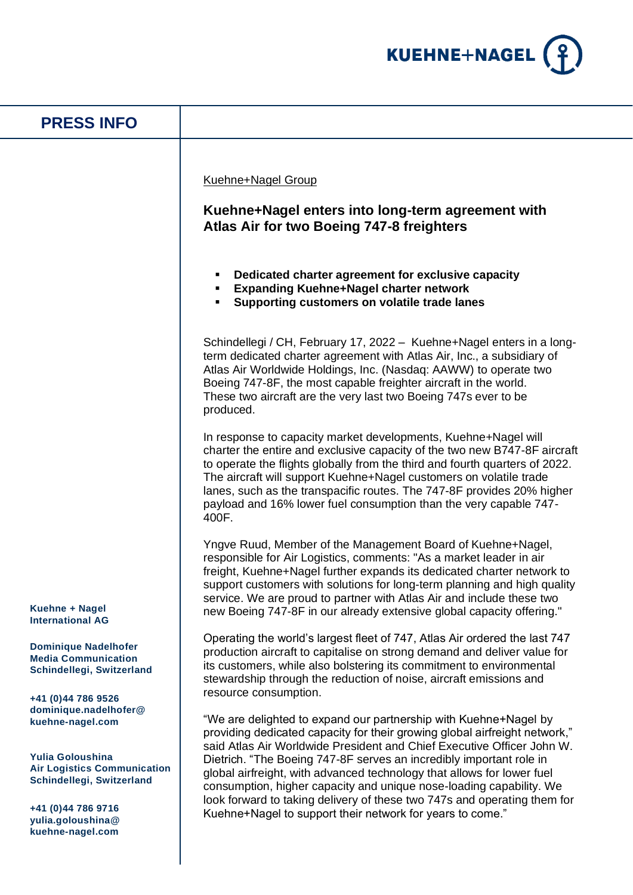# PRESS INFO

Kuehne+Nagel Group

## Kuehne+Nagel enters into long-term agreement with Atlas Air for two Boeing 747-8 freighters

- **Dedicated charter agreement for exclusive capacity**
- **Expanding Kuehne+Nagel charter network**
- **Supporting customers on volatile trade lanes**

Schindellegi / CH, February 17, 2022 – Kuehne+Nagel enters in a long-term dedicated charter agreement with Atlas Air, Inc., a subsidiary of Atlas Air Worldwide Holdings, Inc. (Nasdaq: AAWW) to operate two Boeing 747-8F, the most capable freighter aircraft in the world. These two aircraft are the very last two Boeing 747s ever to be produced.

In response to capacity market developments, Kuehne+Nagel will charter the entire and exclusive capacity of the two new B747-8F aircraft to operate the flights globally from the third and fourth quarters of 2022. The aircraft will support Kuehne+Nagel customers on volatile trade lanes, such as the transpacific routes. The 747-8F provides 20% higher payload and 16% lower fuel consumption than the very capable 747-400F.

Yngve Ruud, Member of the Management Board of Kuehne+Nagel, responsible for Air Logistics, comments: "As a market leader in air freight, Kuehne+Nagel further expands its dedicated charter network to support customers with solutions for long-term planning and high quality service. We are proud to partner with Atlas Air and include these two new Boeing 747-8F in our already extensive global capacity offering."

Operating the world's largest fleet of 747, Atlas Air ordered the last 747 production aircraft to capitalise on strong demand and deliver value for its customers, while also bolstering its commitment to environmental stewardship through the reduction of noise, aircraft emissions and resource consumption.

"We are delighted to expand our partnership with Kuehne+Nagel by providing dedicated capacity for their growing global airfreight network," said Atlas Air Worldwide President and Chief Executive Officer John W. Dietrich. "The Boeing 747-8F serves an incredibly important role in global airfreight, with advanced technology that allows for lower fuel consumption, higher capacity and unique nose-loading capability. We look forward to taking delivery of these two 747s and operating them for Kuehne+Nagel to support their network for years to come."

**Kuehne + Nagel International AG**

**Dominique Nadelhofer**
**Media Communication**
**Schindellegi, Switzerland**

**+41 (0)44 786 9526**
**dominique.nadelhofer@kuehne-nagel.com**

**Yulia Goloushina**
**Air Logistics Communication**
**Schindellegi, Switzerland**

**+41 (0)44 786 9716**
**yulia.goloushina@kuehne-nagel.com**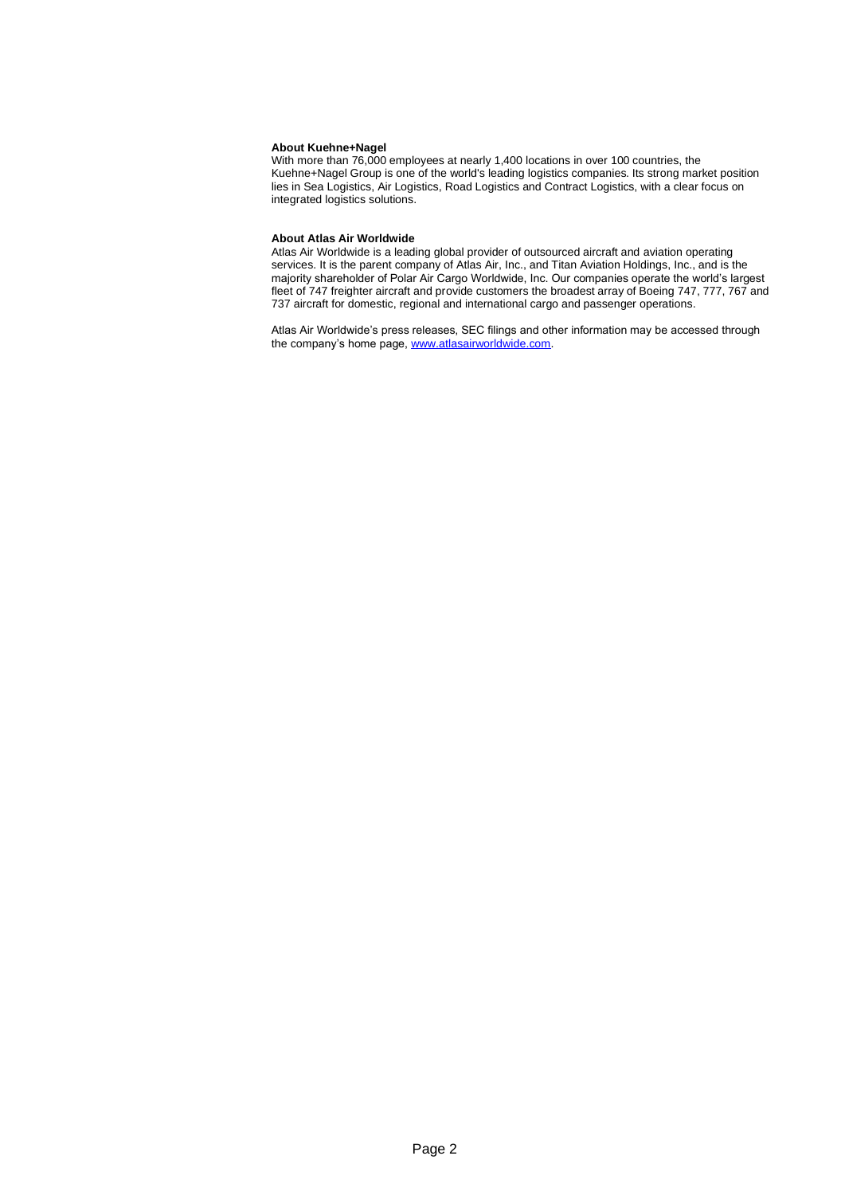**About Kuehne+Nagel**

With more than 76,000 employees at nearly 1,400 locations in over 100 countries, the Kuehne+Nagel Group is one of the world's leading logistics companies. Its strong market position lies in Sea Logistics, Air Logistics, Road Logistics and Contract Logistics, with a clear focus on integrated logistics solutions.

**About Atlas Air Worldwide**

Atlas Air Worldwide is a leading global provider of outsourced aircraft and aviation operating services. It is the parent company of Atlas Air, Inc., and Titan Aviation Holdings, Inc., and is the majority shareholder of Polar Air Cargo Worldwide, Inc. Our companies operate the world's largest fleet of 747 freighter aircraft and provide customers the broadest array of Boeing 747, 777, 767 and 737 aircraft for domestic, regional and international cargo and passenger operations.

Atlas Air Worldwide's press releases, SEC filings and other information may be accessed through the company's home page, [www.atlasairworldwide.com](http://www.atlasairworldwide.com).